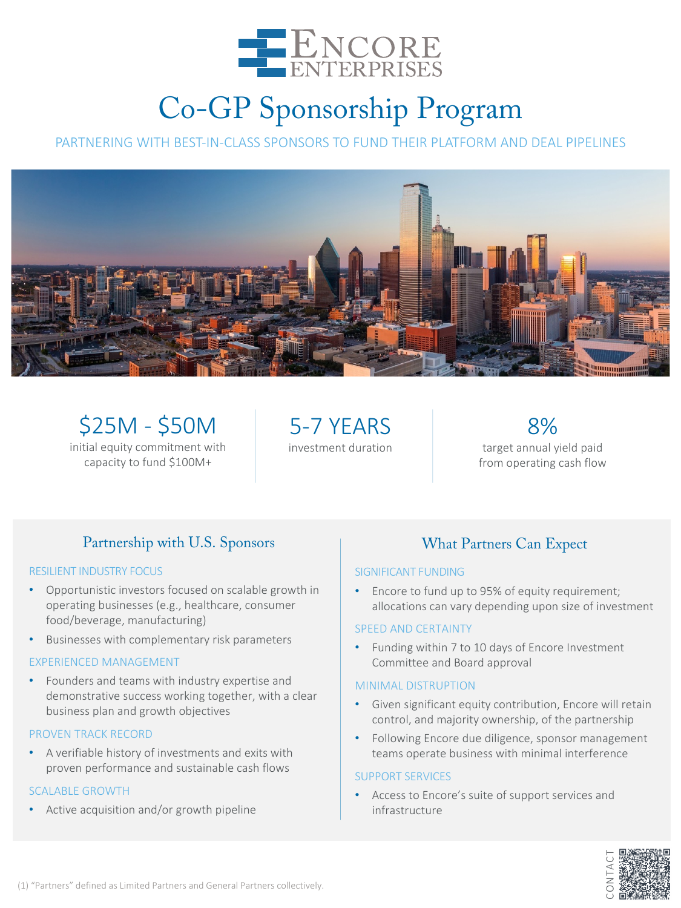# Encore Enterprises

# Co-GP Sponsorship Program

PARTNERING WITH BEST-IN-CLASS SPONSORS TO FUND THEIR PLATFORM AND DEAL PIPELINES

**$25M - $50M**
initial equity commitment with capacity to fund $100M+

**5-7 YEARS**
investment duration

**8%**
target annual yield paid from operating cash flow

## Partnership with U.S. Sponsors

### RESILIENT INDUSTRY FOCUS

- Opportunistic investors focused on scalable growth in operating businesses (e.g., healthcare, consumer food/beverage, manufacturing)
- Businesses with complementary risk parameters

### EXPERIENCED MANAGEMENT

- Founders and teams with industry expertise and demonstrative success working together, with a clear business plan and growth objectives

### PROVEN TRACK RECORD

- A verifiable history of investments and exits with proven performance and sustainable cash flows

### SCALABLE GROWTH

- Active acquisition and/or growth pipeline

## What Partners Can Expect

### SIGNIFICANT FUNDING

- Encore to fund up to 95% of equity requirement; allocations can vary depending upon size of investment

### SPEED AND CERTAINTY

- Funding within 7 to 10 days of Encore Investment Committee and Board approval

### MINIMAL DISTRUPTION

- Given significant equity contribution, Encore will retain control, and majority ownership, of the partnership
- Following Encore due diligence, sponsor management teams operate business with minimal interference

### SUPPORT SERVICES

- Access to Encore's suite of support services and infrastructure

(1) "Partners" defined as Limited Partners and General Partners collectively.

CONTACT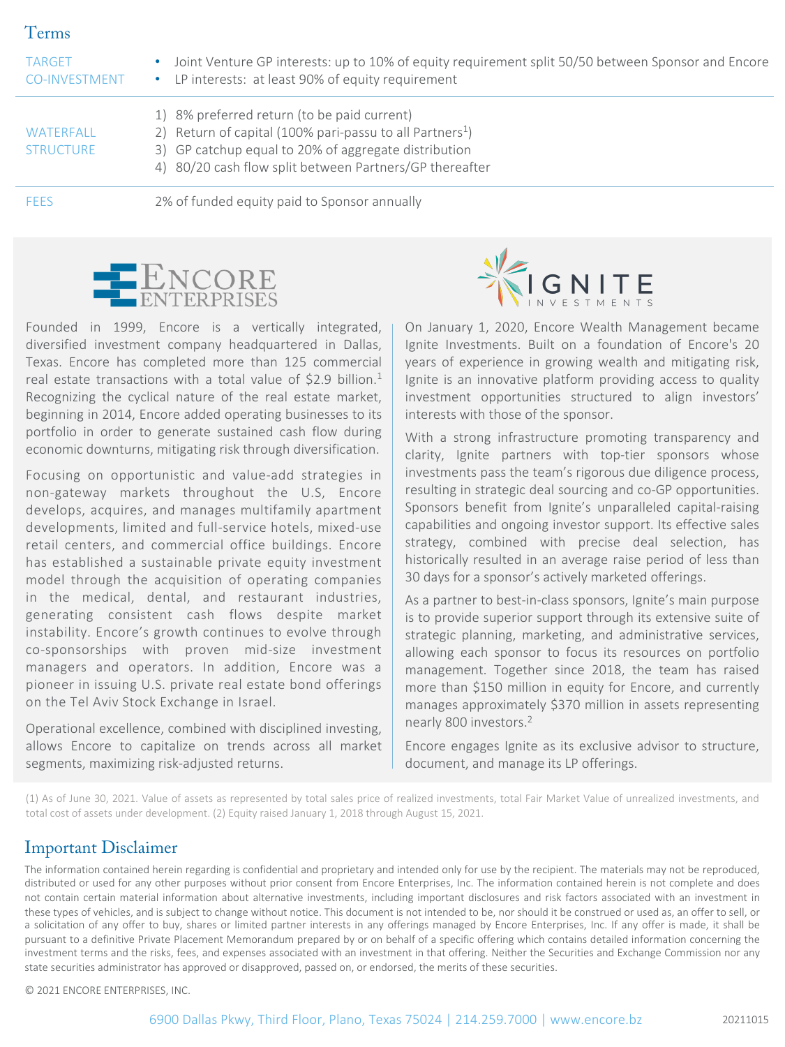## Terms

| | |
|---|---|
| TARGET CO-INVESTMENT | • Joint Venture GP interests: up to 10% of equity requirement split 50/50 between Sponsor and Encore<br>• LP interests: at least 90% of equity requirement |
| WATERFALL STRUCTURE | 1) 8% preferred return (to be paid current)<br>2) Return of capital (100% pari-passu to all Partners[1])<br>3) GP catchup equal to 20% of aggregate distribution<br>4) 80/20 cash flow split between Partners/GP thereafter |
| FEES | 2% of funded equity paid to Sponsor annually |

### ENCORE ENTERPRISES

Founded in 1999, Encore is a vertically integrated, diversified investment company headquartered in Dallas, Texas. Encore has completed more than 125 commercial real estate transactions with a total value of $2.9 billion.[1] Recognizing the cyclical nature of the real estate market, beginning in 2014, Encore added operating businesses to its portfolio in order to generate sustained cash flow during economic downturns, mitigating risk through diversification.

Focusing on opportunistic and value-add strategies in non-gateway markets throughout the U.S, Encore develops, acquires, and manages multifamily apartment developments, limited and full-service hotels, mixed-use retail centers, and commercial office buildings. Encore has established a sustainable private equity investment model through the acquisition of operating companies in the medical, dental, and restaurant industries, generating consistent cash flows despite market instability. Encore's growth continues to evolve through co-sponsorships with proven mid-size investment managers and operators. In addition, Encore was a pioneer in issuing U.S. private real estate bond offerings on the Tel Aviv Stock Exchange in Israel.

Operational excellence, combined with disciplined investing, allows Encore to capitalize on trends across all market segments, maximizing risk-adjusted returns.

### IGNITE INVESTMENTS

On January 1, 2020, Encore Wealth Management became Ignite Investments. Built on a foundation of Encore's 20 years of experience in growing wealth and mitigating risk, Ignite is an innovative platform providing access to quality investment opportunities structured to align investors' interests with those of the sponsor.

With a strong infrastructure promoting transparency and clarity, Ignite partners with top-tier sponsors whose investments pass the team's rigorous due diligence process, resulting in strategic deal sourcing and co-GP opportunities. Sponsors benefit from Ignite's unparalleled capital-raising capabilities and ongoing investor support. Its effective sales strategy, combined with precise deal selection, has historically resulted in an average raise period of less than 30 days for a sponsor's actively marketed offerings.

As a partner to best-in-class sponsors, Ignite's main purpose is to provide superior support through its extensive suite of strategic planning, marketing, and administrative services, allowing each sponsor to focus its resources on portfolio management. Together since 2018, the team has raised more than $150 million in equity for Encore, and currently manages approximately $370 million in assets representing nearly 800 investors.[2]

Encore engages Ignite as its exclusive advisor to structure, document, and manage its LP offerings.

(1) As of June 30, 2021. Value of assets as represented by total sales price of realized investments, total Fair Market Value of unrealized investments, and total cost of assets under development. (2) Equity raised January 1, 2018 through August 15, 2021.

## Important Disclaimer

The information contained herein regarding is confidential and proprietary and intended only for use by the recipient. The materials may not be reproduced, distributed or used for any other purposes without prior consent from Encore Enterprises, Inc. The information contained herein is not complete and does not contain certain material information about alternative investments, including important disclosures and risk factors associated with an investment in these types of vehicles, and is subject to change without notice. This document is not intended to be, nor should it be construed or used as, an offer to sell, or a solicitation of any offer to buy, shares or limited partner interests in any offerings managed by Encore Enterprises, Inc. If any offer is made, it shall be pursuant to a definitive Private Placement Memorandum prepared by or on behalf of a specific offering which contains detailed information concerning the investment terms and the risks, fees, and expenses associated with an investment in that offering. Neither the Securities and Exchange Commission nor any state securities administrator has approved or disapproved, passed on, or endorsed, the merits of these securities.

© 2021 ENCORE ENTERPRISES, INC.

6900 Dallas Pkwy, Third Floor, Plano, Texas 75024 | 214.259.7000 | www.encore.bz

20211015